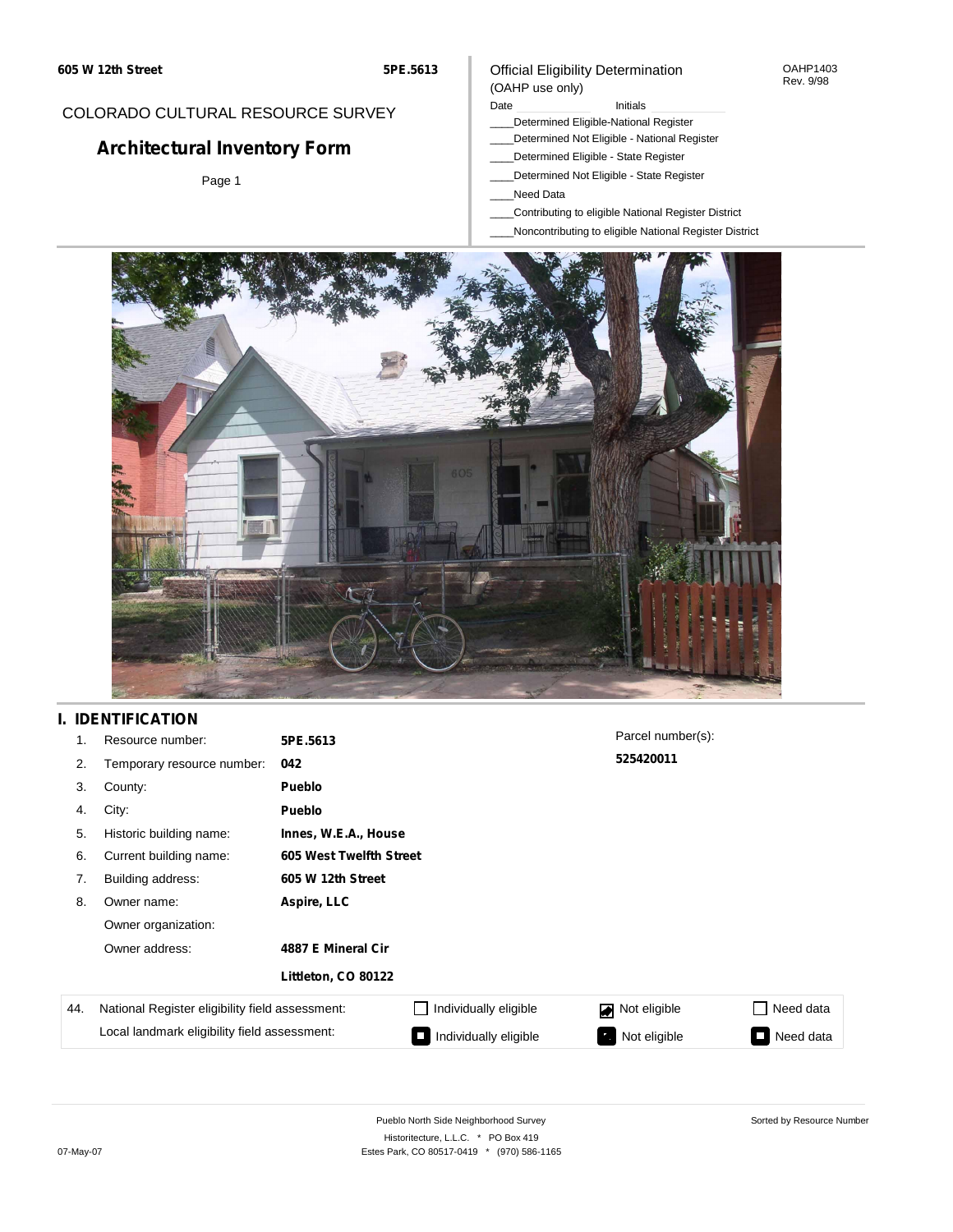605 W 12th Street 5PE.5613

COLORADO CULTURAL RESOURCE SURVEY

# Architectural Inventory Form

Official Eligibility Determination
(OAHP use only)

OAHP1403
Rev. 9/98

Date ____________ Initials ____________

____Determined Eligible-National Register
____Determined Not Eligible - National Register
____Determined Eligible - State Register
____Determined Not Eligible - State Register
____Need Data
____Contributing to eligible National Register District
____Noncontributing to eligible National Register District

## I. IDENTIFICATION

| | | |
|---|---|---|
| 1. | Resource number: | **5PE.5613** |
| 2. | Temporary resource number: | **042** |
| 3. | County: | **Pueblo** |
| 4. | City: | **Pueblo** |
| 5. | Historic building name: | **Innes, W.E.A., House** |
| 6. | Current building name: | **605 West Twelfth Street** |
| 7. | Building address: | **605 W 12th Street** |
| 8. | Owner name: | **Aspire, LLC** |
| | Owner organization: | |
| | Owner address: | **4887 E Mineral Cir** |
| | | **Littleton, CO 80122** |

Parcel number(s):
**525420011**

| 44. | | | | |
|---|---|---|---|---|
| National Register eligibility field assessment: | ☐ Individually eligible | ☑ Not eligible | ☐ Need data |
| Local landmark eligibility field assessment: | ■ Individually eligible | ■ Not eligible | ■ Need data |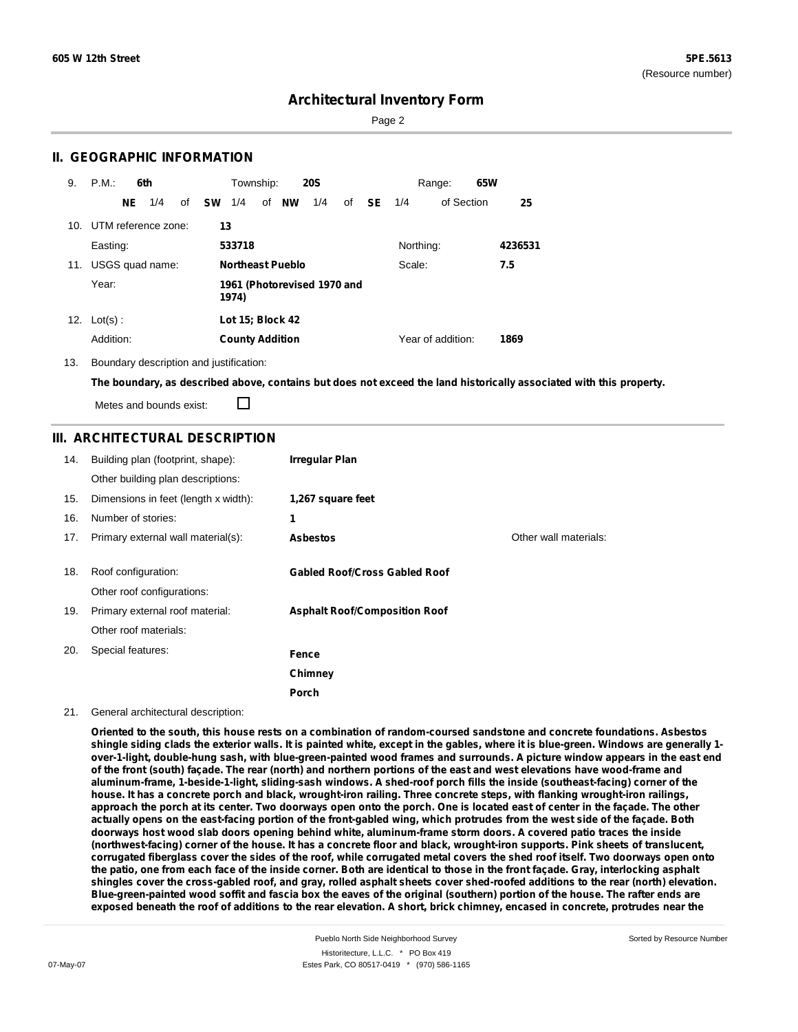## II. GEOGRAPHIC INFORMATION

9. P.M.: **6th** Township: **20S** Range: **65W**

**NE** 1/4 of **SW** 1/4 of **NW** 1/4 of **SE** 1/4 of Section **25**

10. UTM reference zone: **13**

Easting: **533718** Northing: **4236531**

11. USGS quad name: **Northeast Pueblo** Scale: **7.5**

Year: **1961 (Photorevised 1970 and 1974)**

12. Lot(s) : **Lot 15; Block 42**

Addition: **County Addition** Year of addition: **1869**

13. Boundary description and justification:

**The boundary, as described above, contains but does not exceed the land historically associated with this property.**

Metes and bounds exist: ☐

## III. ARCHITECTURAL DESCRIPTION

14. Building plan (footprint, shape): **Irregular Plan**

Other building plan descriptions:

15. Dimensions in feet (length x width): **1,267 square feet**

16. Number of stories: **1**

17. Primary external wall material(s): **Asbestos** Other wall materials:

18. Roof configuration: **Gabled Roof/Cross Gabled Roof**

Other roof configurations:

19. Primary external roof material: **Asphalt Roof/Composition Roof**

Other roof materials:

20. Special features: **Fence**

**Chimney**

**Porch**

21. General architectural description:

**Oriented to the south, this house rests on a combination of random-coursed sandstone and concrete foundations. Asbestos shingle siding clads the exterior walls. It is painted white, except in the gables, where it is blue-green. Windows are generally 1-over-1-light, double-hung sash, with blue-green-painted wood frames and surrounds. A picture window appears in the east end of the front (south) façade. The rear (north) and northern portions of the east and west elevations have wood-frame and aluminum-frame, 1-beside-1-light, sliding-sash windows. A shed-roof porch fills the inside (southeast-facing) corner of the house. It has a concrete porch and black, wrought-iron railing. Three concrete steps, with flanking wrought-iron railings, approach the porch at its center. Two doorways open onto the porch. One is located east of center in the façade. The other actually opens on the east-facing portion of the front-gabled wing, which protrudes from the west side of the façade. Both doorways host wood slab doors opening behind white, aluminum-frame storm doors. A covered patio traces the inside (northwest-facing) corner of the house. It has a concrete floor and black, wrought-iron supports. Pink sheets of translucent, corrugated fiberglass cover the sides of the roof, while corrugated metal covers the shed roof itself. Two doorways open onto the patio, one from each face of the inside corner. Both are identical to those in the front façade. Gray, interlocking asphalt shingles cover the cross-gabled roof, and gray, rolled asphalt sheets cover shed-roofed additions to the rear (north) elevation. Blue-green-painted wood soffit and fascia box the eaves of the original (southern) portion of the house. The rafter ends are exposed beneath the roof of additions to the rear elevation. A short, brick chimney, encased in concrete, protrudes near the**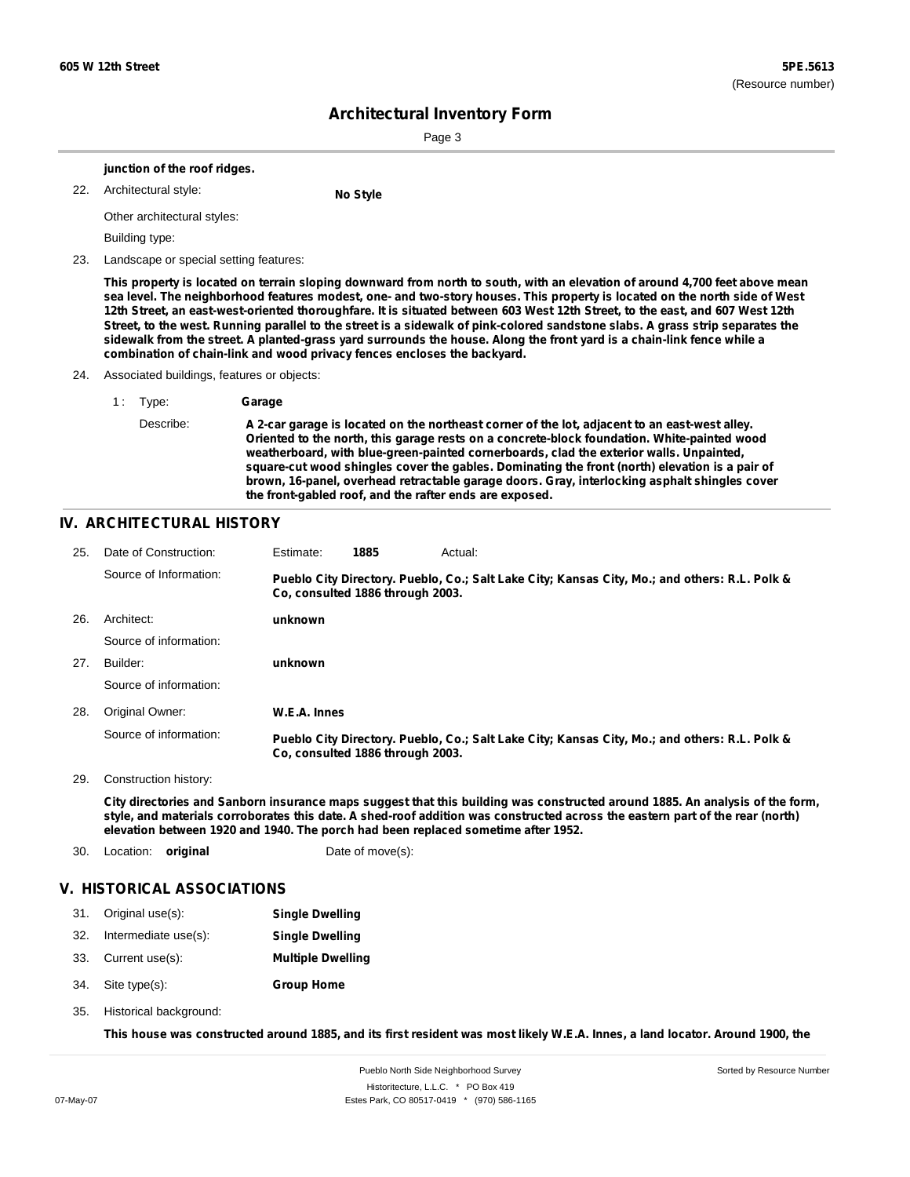**junction of the roof ridges.**

22. Architectural style: **No Style**

    Other architectural styles:

    Building type:

23. Landscape or special setting features:

    **This property is located on terrain sloping downward from north to south, with an elevation of around 4,700 feet above mean sea level. The neighborhood features modest, one- and two-story houses. This property is located on the north side of West 12th Street, an east-west-oriented thoroughfare. It is situated between 603 West 12th Street, to the east, and 607 West 12th Street, to the west. Running parallel to the street is a sidewalk of pink-colored sandstone slabs. A grass strip separates the sidewalk from the street. A planted-grass yard surrounds the house. Along the front yard is a chain-link fence while a combination of chain-link and wood privacy fences encloses the backyard.**

24. Associated buildings, features or objects:

    1 : Type: **Garage**

    Describe: **A 2-car garage is located on the northeast corner of the lot, adjacent to an east-west alley. Oriented to the north, this garage rests on a concrete-block foundation. White-painted wood weatherboard, with blue-green-painted cornerboards, clad the exterior walls. Unpainted, square-cut wood shingles cover the gables. Dominating the front (north) elevation is a pair of brown, 16-panel, overhead retractable garage doors. Gray, interlocking asphalt shingles cover the front-gabled roof, and the rafter ends are exposed.**

## IV. ARCHITECTURAL HISTORY

25. Date of Construction: Estimate: **1885** Actual:

    Source of Information: **Pueblo City Directory. Pueblo, Co.; Salt Lake City; Kansas City, Mo.; and others: R.L. Polk & Co, consulted 1886 through 2003.**

26. Architect: **unknown**

    Source of information:

27. Builder: **unknown**

    Source of information:

28. Original Owner: **W.E.A. Innes**

    Source of information: **Pueblo City Directory. Pueblo, Co.; Salt Lake City; Kansas City, Mo.; and others: R.L. Polk & Co, consulted 1886 through 2003.**

29. Construction history:

    **City directories and Sanborn insurance maps suggest that this building was constructed around 1885. An analysis of the form, style, and materials corroborates this date. A shed-roof addition was constructed across the eastern part of the rear (north) elevation between 1920 and 1940. The porch had been replaced sometime after 1952.**

30. Location: **original** Date of move(s):

## V. HISTORICAL ASSOCIATIONS

31. Original use(s): **Single Dwelling**
32. Intermediate use(s): **Single Dwelling**
33. Current use(s): **Multiple Dwelling**
34. Site type(s): **Group Home**
35. Historical background:

    **This house was constructed around 1885, and its first resident was most likely W.E.A. Innes, a land locator. Around 1900, the**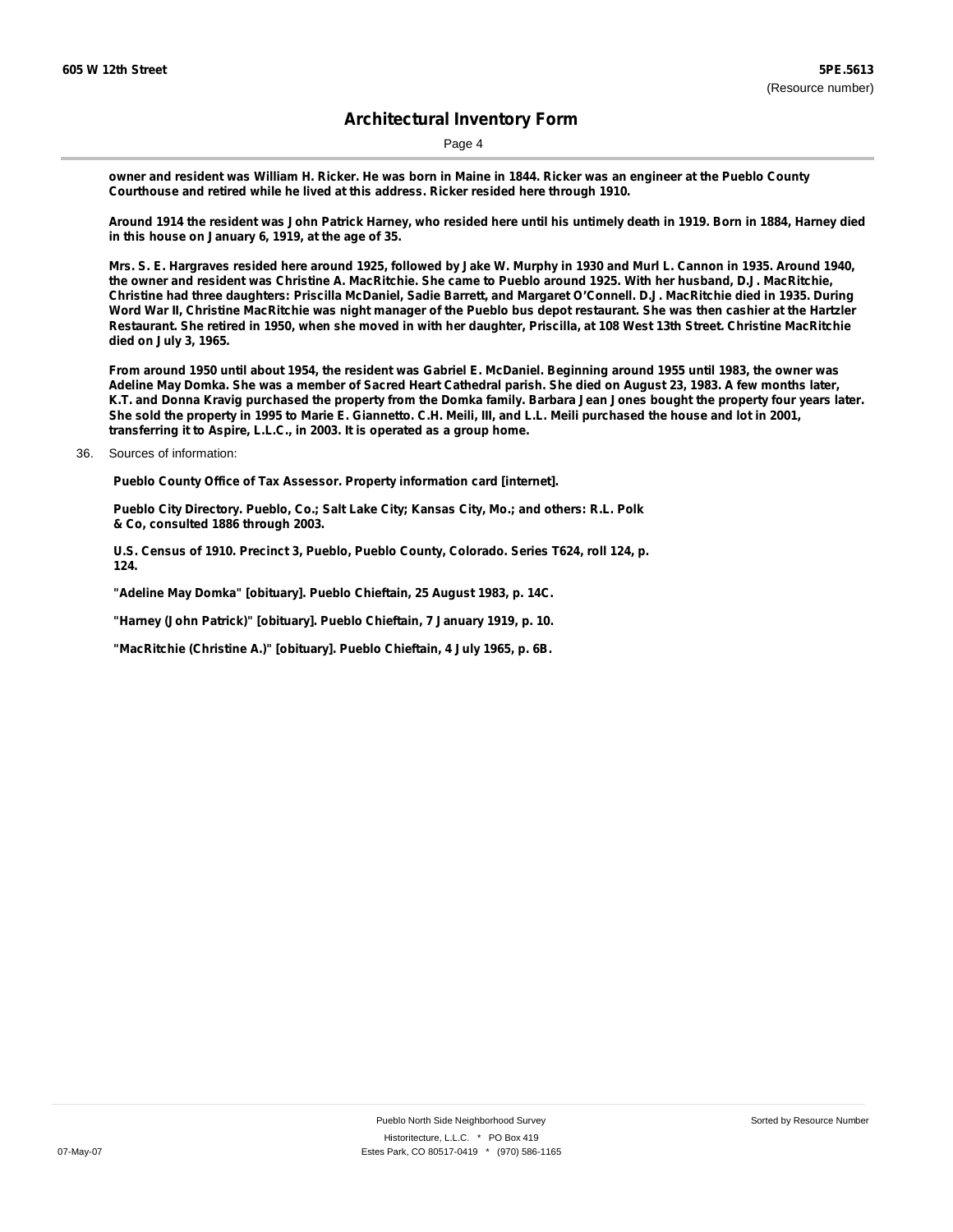owner and resident was William H. Ricker. He was born in Maine in 1844. Ricker was an engineer at the Pueblo County Courthouse and retired while he lived at this address. Ricker resided here through 1910.

Around 1914 the resident was John Patrick Harney, who resided here until his untimely death in 1919. Born in 1884, Harney died in this house on January 6, 1919, at the age of 35.

Mrs. S. E. Hargraves resided here around 1925, followed by Jake W. Murphy in 1930 and Murl L. Cannon in 1935. Around 1940, the owner and resident was Christine A. MacRitchie. She came to Pueblo around 1925. With her husband, D.J. MacRitchie, Christine had three daughters: Priscilla McDaniel, Sadie Barrett, and Margaret O'Connell. D.J. MacRitchie died in 1935. During Word War II, Christine MacRitchie was night manager of the Pueblo bus depot restaurant. She was then cashier at the Hartzler Restaurant. She retired in 1950, when she moved in with her daughter, Priscilla, at 108 West 13th Street. Christine MacRitchie died on July 3, 1965.

From around 1950 until about 1954, the resident was Gabriel E. McDaniel. Beginning around 1955 until 1983, the owner was Adeline May Domka. She was a member of Sacred Heart Cathedral parish. She died on August 23, 1983. A few months later, K.T. and Donna Kravig purchased the property from the Domka family. Barbara Jean Jones bought the property four years later. She sold the property in 1995 to Marie E. Giannetto. C.H. Meili, III, and L.L. Meili purchased the house and lot in 2001, transferring it to Aspire, L.L.C., in 2003. It is operated as a group home.

36. Sources of information:

Pueblo County Office of Tax Assessor. Property information card [internet].

Pueblo City Directory. Pueblo, Co.; Salt Lake City; Kansas City, Mo.; and others: R.L. Polk & Co, consulted 1886 through 2003.

U.S. Census of 1910. Precinct 3, Pueblo, Pueblo County, Colorado. Series T624, roll 124, p. 124.

"Adeline May Domka" [obituary]. Pueblo Chieftain, 25 August 1983, p. 14C.

"Harney (John Patrick)" [obituary]. Pueblo Chieftain, 7 January 1919, p. 10.

"MacRitchie (Christine A.)" [obituary]. Pueblo Chieftain, 4 July 1965, p. 6B.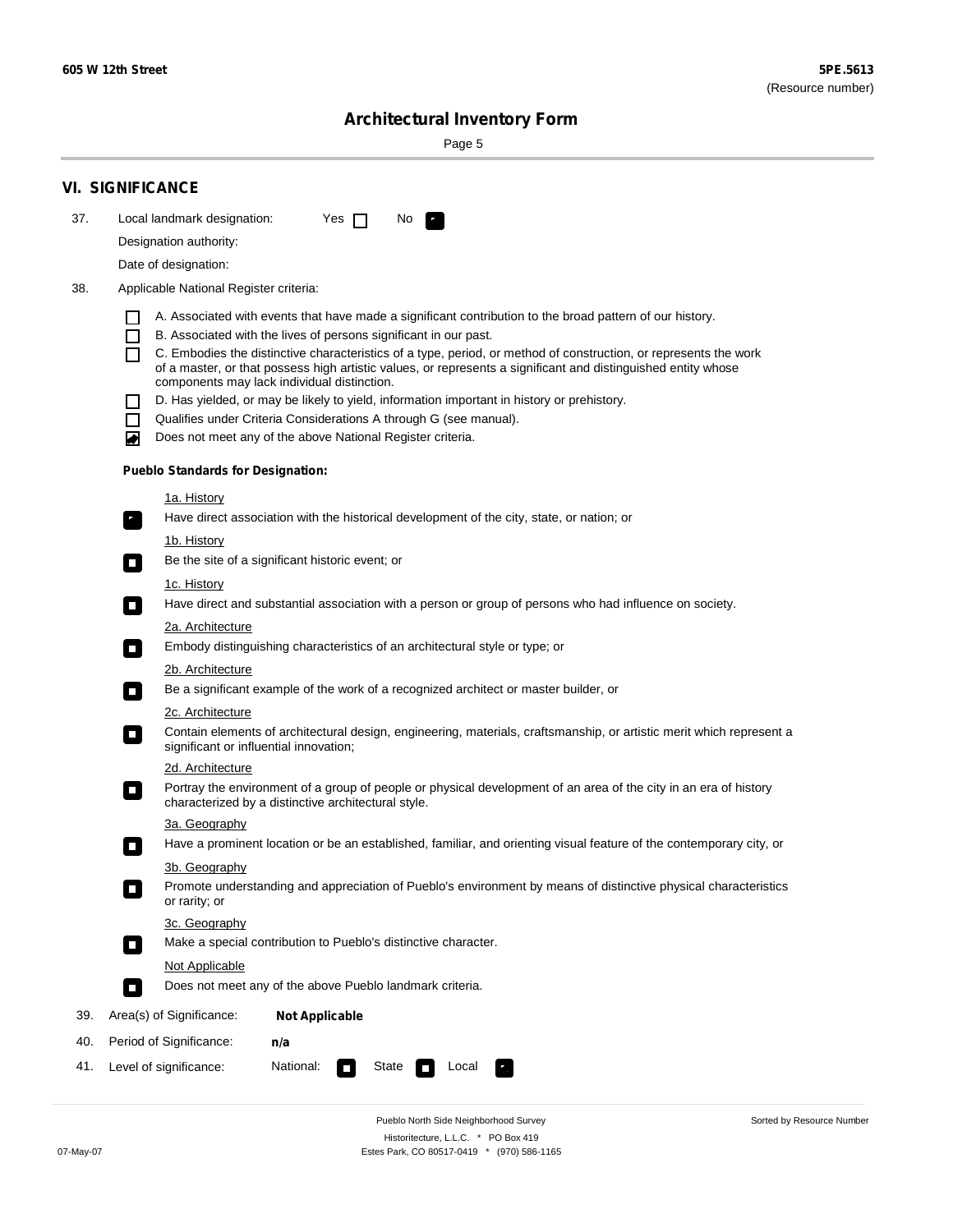## VI. SIGNIFICANCE

37. Local landmark designation: Yes ☐ No ☑

Designation authority:

Date of designation:

38. Applicable National Register criteria:

- ☐ A. Associated with events that have made a significant contribution to the broad pattern of our history.
- ☐ B. Associated with the lives of persons significant in our past.
- ☐ C. Embodies the distinctive characteristics of a type, period, or method of construction, or represents the work of a master, or that possess high artistic values, or represents a significant and distinguished entity whose components may lack individual distinction.
- ☐ D. Has yielded, or may be likely to yield, information important in history or prehistory.
- ☐ Qualifies under Criteria Considerations A through G (see manual).
- ☑ Does not meet any of the above National Register criteria.

**Pueblo Standards for Designation:**

1a. History
- ☑ Have direct association with the historical development of the city, state, or nation; or

1b. History
- ☐ Be the site of a significant historic event; or

1c. History
- ☐ Have direct and substantial association with a person or group of persons who had influence on society.

2a. Architecture
- ☐ Embody distinguishing characteristics of an architectural style or type; or

2b. Architecture
- ☐ Be a significant example of the work of a recognized architect or master builder, or

2c. Architecture
- ☐ Contain elements of architectural design, engineering, materials, craftsmanship, or artistic merit which represent a significant or influential innovation;

2d. Architecture
- ☐ Portray the environment of a group of people or physical development of an area of the city in an era of history characterized by a distinctive architectural style.

3a. Geography
- ☐ Have a prominent location or be an established, familiar, and orienting visual feature of the contemporary city, or

3b. Geography
- ☐ Promote understanding and appreciation of Pueblo's environment by means of distinctive physical characteristics or rarity; or

3c. Geography
- ☐ Make a special contribution to Pueblo's distinctive character.

Not Applicable
- ☐ Does not meet any of the above Pueblo landmark criteria.

39. Area(s) of Significance: **Not Applicable**

40. Period of Significance: **n/a**

41. Level of significance: National: ☐ State ☐ Local ☑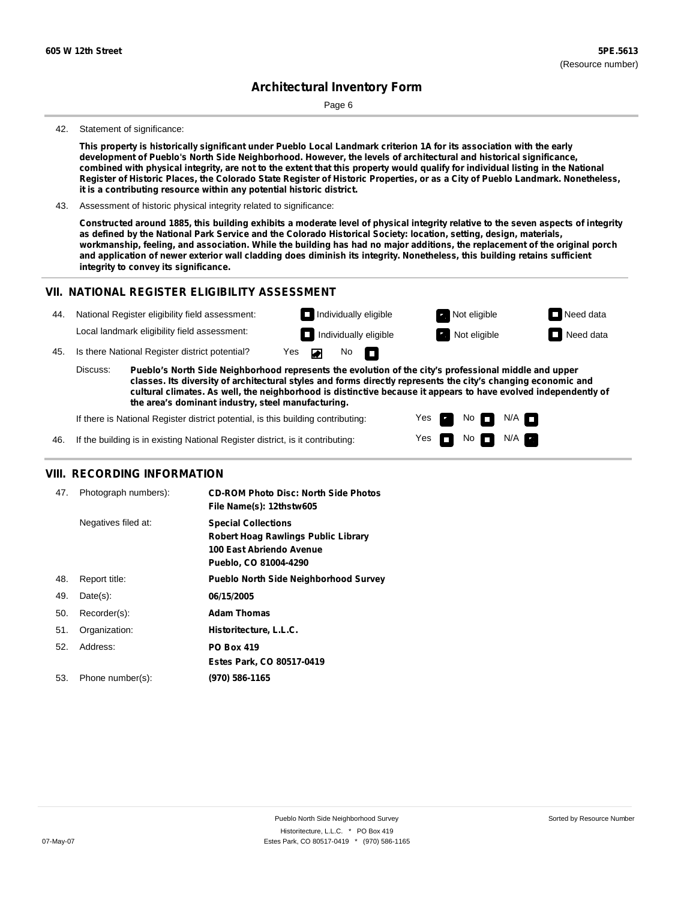42. Statement of significance:

**This property is historically significant under Pueblo Local Landmark criterion 1A for its association with the early development of Pueblo's North Side Neighborhood. However, the levels of architectural and historical significance, combined with physical integrity, are not to the extent that this property would qualify for individual listing in the National Register of Historic Places, the Colorado State Register of Historic Properties, or as a City of Pueblo Landmark. Nonetheless, it is a contributing resource within any potential historic district.**

43. Assessment of historic physical integrity related to significance:

**Constructed around 1885, this building exhibits a moderate level of physical integrity relative to the seven aspects of integrity as defined by the National Park Service and the Colorado Historical Society: location, setting, design, materials, workmanship, feeling, and association. While the building has had no major additions, the replacement of the original porch and application of newer exterior wall cladding does diminish its integrity. Nonetheless, this building retains sufficient integrity to convey its significance.**

## VII. NATIONAL REGISTER ELIGIBILITY ASSESSMENT

44. National Register eligibility field assessment: ☐ Individually eligible ☑ Not eligible ☐ Need data

Local landmark eligibility field assessment: ☐ Individually eligible ☑ Not eligible ☐ Need data

45. Is there National Register district potential? Yes ☑ No ☐

Discuss: **Pueblo's North Side Neighborhood represents the evolution of the city's professional middle and upper classes. Its diversity of architectural styles and forms directly represents the city's changing economic and cultural climates. As well, the neighborhood is distinctive because it appears to have evolved independently of the area's dominant industry, steel manufacturing.**

If there is National Register district potential, is this building contributing: Yes ☑ No ☐ N/A ☐

46. If the building is in existing National Register district, is it contributing: Yes ☐ No ☐ N/A ☑

## VIII. RECORDING INFORMATION

47. Photograph numbers): **CD-ROM Photo Disc: North Side Photos**
**File Name(s): 12thstw605**

Negatives filed at: **Special Collections**
**Robert Hoag Rawlings Public Library**
**100 East Abriendo Avenue**
**Pueblo, CO 81004-4290**

48. Report title: **Pueblo North Side Neighborhood Survey**

49. Date(s): **06/15/2005**

50. Recorder(s): **Adam Thomas**

51. Organization: **Historitecture, L.L.C.**

52. Address: **PO Box 419**
**Estes Park, CO 80517-0419**

53. Phone number(s): **(970) 586-1165**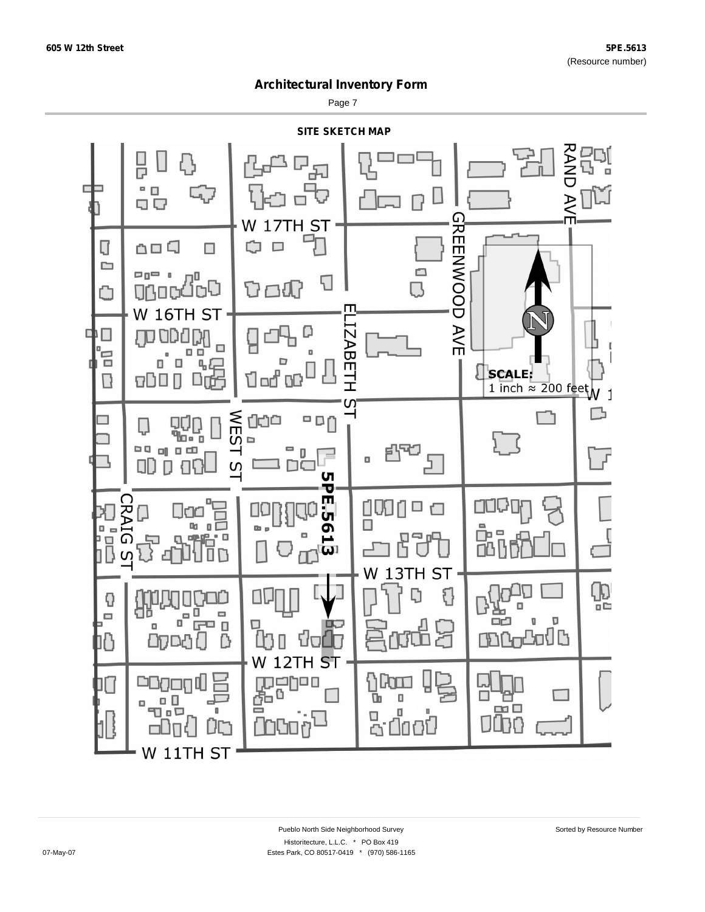# Architectural Inventory Form

## SITE SKETCH MAP

W 17TH ST

W 16TH ST

W 13TH ST

W 12TH ST

W 11TH ST

RAND AVE

GREENWOOD AVE

ELIZABETH ST

WEST ST

CRAIG ST

5PE.5613

SCALE:
1 inch ≈ 200 feet

N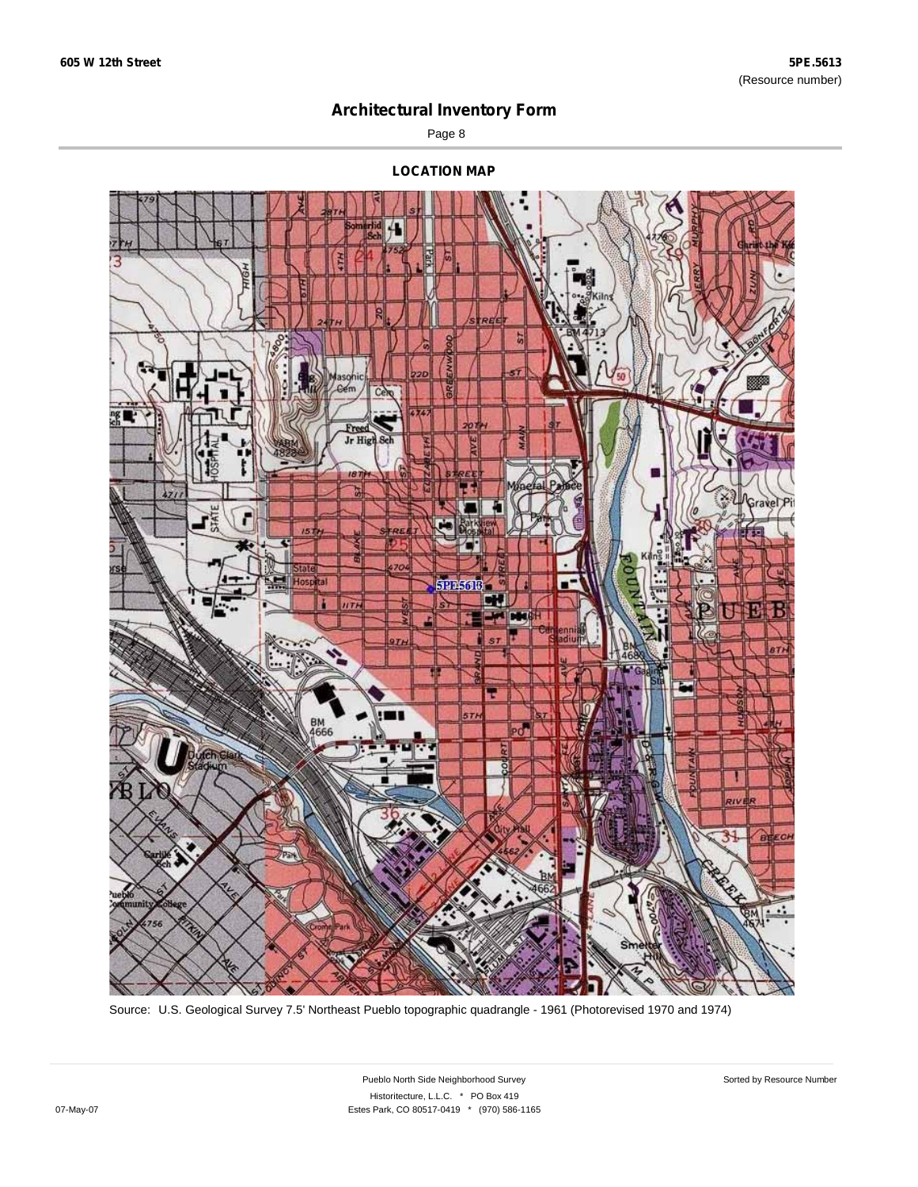## Architectural Inventory Form

### LOCATION MAP

Source: U.S. Geological Survey 7.5' Northeast Pueblo topographic quadrangle - 1961 (Photorevised 1970 and 1974)